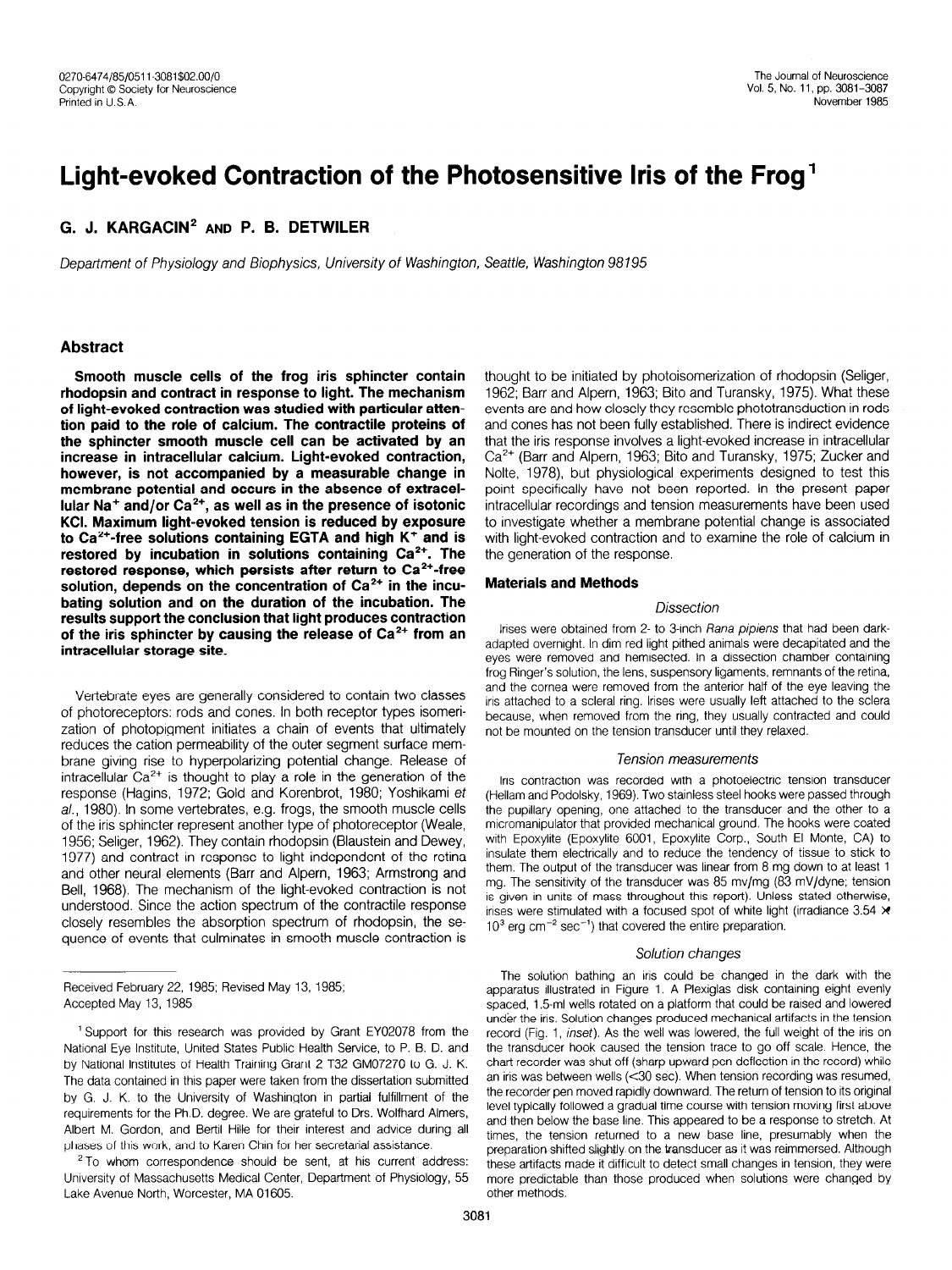0270-6474/85/0511-3081$02.00/0
Copyright © Society for Neuroscience
Printed in U.S.A.

The Journal of Neuroscience
Vol. 5, No. 11, pp. 3081–3087
November 1985

# Light-evoked Contraction of the Photosensitive Iris of the Frog[1]

## G. J. KARGACIN[2] AND P. B. DETWILER

*Department of Physiology and Biophysics, University of Washington, Seattle, Washington 98195*

## Abstract

**Smooth muscle cells of the frog iris sphincter contain rhodopsin and contract in response to light. The mechanism of light-evoked contraction was studied with particular attention paid to the role of calcium. The contractile proteins of the sphincter smooth muscle cell can be activated by an increase in intracellular calcium. Light-evoked contraction, however, is not accompanied by a measurable change in membrane potential and occurs in the absence of extracellular $Na^+$ and/or $Ca^{2+}$, as well as in the presence of isotonic KCl. Maximum light-evoked tension is reduced by exposure to $Ca^{2+}$-free solutions containing EGTA and high $K^+$ and is restored by incubation in solutions containing $Ca^{2+}$. The restored response, which persists after return to $Ca^{2+}$-free solution, depends on the concentration of $Ca^{2+}$ in the incubating solution and on the duration of the incubation. The results support the conclusion that light produces contraction of the iris sphincter by causing the release of $Ca^{2+}$ from an intracellular storage site.**

Vertebrate eyes are generally considered to contain two classes of photoreceptors: rods and cones. In both receptor types isomerization of photopigment initiates a chain of events that ultimately reduces the cation permeability of the outer segment surface membrane giving rise to hyperpolarizing potential change. Release of intracellular $Ca^{2+}$ is thought to play a role in the generation of the response (Hagins, 1972; Gold and Korenbrot, 1980; Yoshikami *et al.*, 1980). In some vertebrates, e.g. frogs, the smooth muscle cells of the iris sphincter represent another type of photoreceptor (Weale, 1956; Seliger, 1962). They contain rhodopsin (Blaustein and Dewey, 1977) and contract in response to light independent of the retina and other neural elements (Barr and Alpern, 1963; Armstrong and Bell, 1968). The mechanism of the light-evoked contraction is not understood. Since the action spectrum of the contractile response closely resembles the absorption spectrum of rhodopsin, the sequence of events that culminates in smooth muscle contraction is thought to be initiated by photoisomerization of rhodopsin (Seliger, 1962; Barr and Alpern, 1963; Bito and Turansky, 1975). What these events are and how closely they resemble phototransduction in rods and cones has not been fully established. There is indirect evidence that the iris response involves a light-evoked increase in intracellular $Ca^{2+}$ (Barr and Alpern, 1963; Bito and Turansky, 1975; Zucker and Nolte, 1978), but physiological experiments designed to test this point specifically have not been reported. In the present paper intracellular recordings and tension measurements have been used to investigate whether a membrane potential change is associated with light-evoked contraction and to examine the role of calcium in the generation of the response.

## Materials and Methods

### *Dissection*

Irises were obtained from 2- to 3-inch *Rana pipiens* that had been dark-adapted overnight. In dim red light pithed animals were decapitated and the eyes were removed and hemisected. In a dissection chamber containing frog Ringer's solution, the lens, suspensory ligaments, remnants of the retina, and the cornea were removed from the anterior half of the eye leaving the iris attached to a scleral ring. Irises were usually left attached to the sclera because, when removed from the ring, they usually contracted and could not be mounted on the tension transducer until they relaxed.

### *Tension measurements*

Iris contraction was recorded with a photoelectric tension transducer (Hellam and Podolsky, 1969). Two stainless steel hooks were passed through the pupillary opening, one attached to the transducer and the other to a micromanipulator that provided mechanical ground. The hooks were coated with Epoxylite (Epoxylite 6001, Epoxylite Corp., South El Monte, CA) to insulate them electrically and to reduce the tendency of tissue to stick to them. The output of the transducer was linear from 8 mg down to at least 1 mg. The sensitivity of the transducer was 85 mv/mg (83 mV/dyne; tension is given in units of mass throughout this report). Unless stated otherwise, irises were stimulated with a focused spot of white light (irradiance 3.54 × $10^3$ erg $cm^{-2}$ $sec^{-1}$) that covered the entire preparation.

### *Solution changes*

The solution bathing an iris could be changed in the dark with the apparatus illustrated in Figure 1. A Plexiglas disk containing eight evenly spaced, 1.5-ml wells rotated on a platform that could be raised and lowered under the iris. Solution changes produced mechanical artifacts in the tension record (Fig. 1, *inset*). As the well was lowered, the full weight of the iris on the transducer hook caused the tension trace to go off scale. Hence, the chart recorder was shut off (sharp upward pen deflection in the record) while an iris was between wells (<30 sec). When tension recording was resumed, the recorder pen moved rapidly downward. The return of tension to its original level typically followed a gradual time course with tension moving first above and then below the base line. This appeared to be a response to stretch. At times, the tension returned to a new base line, presumably when the preparation shifted slightly on the transducer as it was reimmersed. Although these artifacts made it difficult to detect small changes in tension, they were more predictable than those produced when solutions were changed by other methods.

Received February 22, 1985; Revised May 13, 1985;
Accepted May 13, 1985

[1] Support for this research was provided by Grant EY02078 from the National Eye Institute, United States Public Health Service, to P. B. D. and by National Institutes of Health Training Grant 2 T32 GM07270 to G. J. K. The data contained in this paper were taken from the dissertation submitted by G. J. K. to the University of Washington in partial fulfillment of the requirements for the Ph.D. degree. We are grateful to Drs. Wolfhard Almers, Albert M. Gordon, and Bertil Hille for their interest and advice during all phases of this work, and to Karen Chin for her secretarial assistance.

[2] To whom correspondence should be sent, at his current address: University of Massachusetts Medical Center, Department of Physiology, 55 Lake Avenue North, Worcester, MA 01605.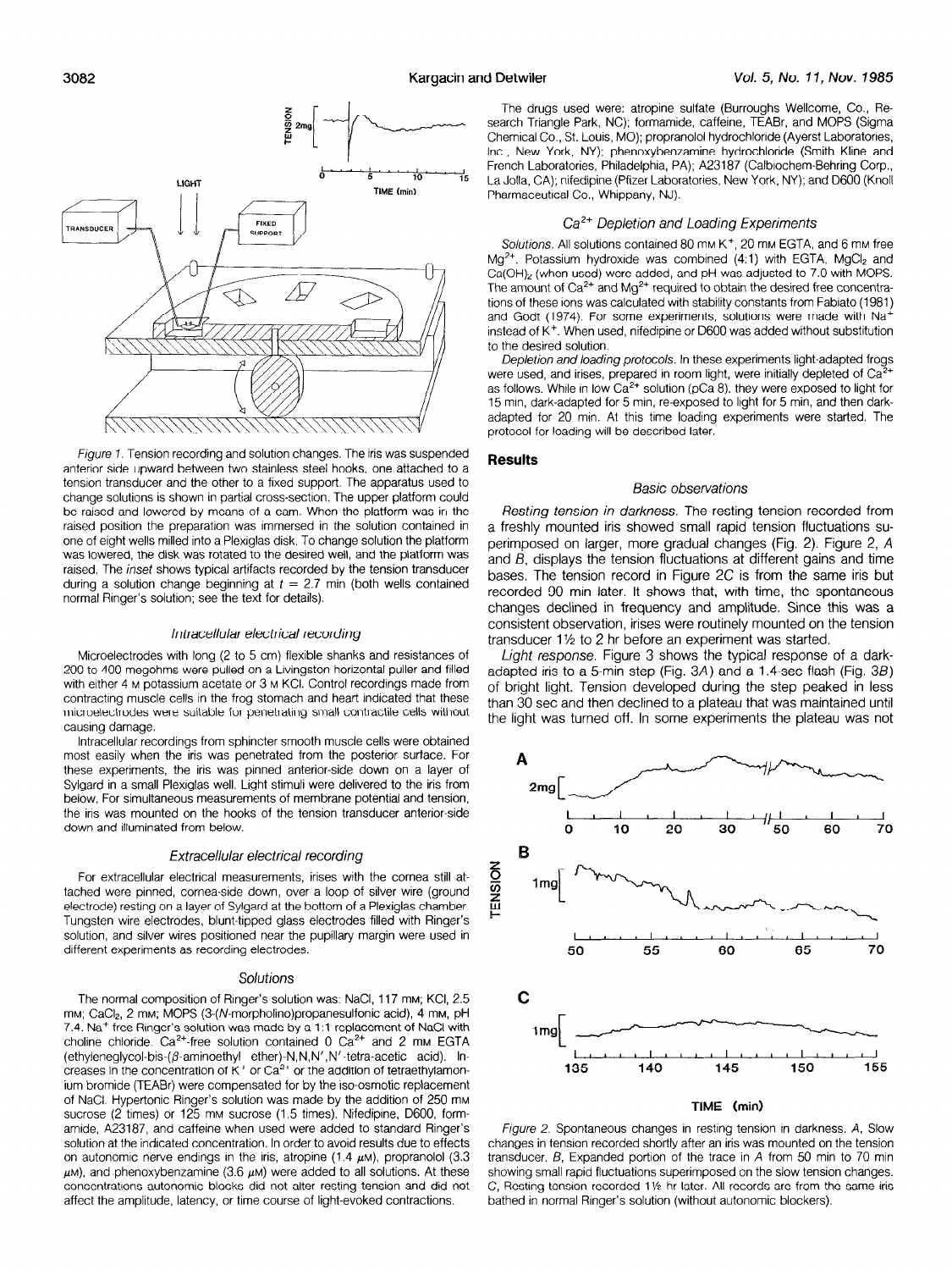*Figure 1.* Tension recording and solution changes. The iris was suspended anterior side upward between two stainless steel hooks, one attached to a tension transducer and the other to a fixed support. The apparatus used to change solutions is shown in partial cross-section. The upper platform could be raised and lowered by means of a cam. When the platform was in the raised position the preparation was immersed in the solution contained in one of eight wells milled into a Plexiglas disk. To change solution the platform was lowered, the disk was rotated to the desired well, and the platform was raised. The *inset* shows typical artifacts recorded by the tension transducer during a solution change beginning at $t = 2.7$ min (both wells contained normal Ringer's solution; see the text for details).

### *Intracellular electrical recording*

Microelectrodes with long (2 to 5 cm) flexible shanks and resistances of 200 to 400 megohms were pulled on a Livingston horizontal puller and filled with either 4 M potassium acetate or 3 M KCl. Control recordings made from contracting muscle cells in the frog stomach and heart indicated that these microelectrodes were suitable for penetrating small contractile cells without causing damage.

Intracellular recordings from sphincter smooth muscle cells were obtained most easily when the iris was penetrated from the posterior surface. For these experiments, the iris was pinned anterior-side down on a layer of Sylgard in a small Plexiglas well. Light stimuli were delivered to the iris from below. For simultaneous measurements of membrane potential and tension, the iris was mounted on the hooks of the tension transducer anterior-side down and illuminated from below.

### *Extracellular electrical recording*

For extracellular electrical measurements, irises with the cornea still attached were pinned, cornea-side down, over a loop of silver wire (ground electrode) resting on a layer of Sylgard at the bottom of a Plexiglas chamber. Tungsten wire electrodes, blunt-tipped glass electrodes filled with Ringer's solution, and silver wires positioned near the pupillary margin were used in different experiments as recording electrodes.

### *Solutions*

The normal composition of Ringer's solution was: NaCl, 117 mM; KCl, 2.5 mM; $CaCl_2$, 2 mM; MOPS (3-(*N*-morpholino)propanesulfonic acid), 4 mM, pH 7.4. $Na^+$ free Ringer's solution was made by a 1:1 replacement of NaCl with choline chloride. $Ca^{2+}$-free solution contained 0 $Ca^{2+}$ and 2 mM EGTA (ethyleneglycol-bis-($\beta$-aminoethyl ether)-N,N,N′,N′-tetra-acetic acid). Increases in the concentration of $K^+$ or $Ca^{2+}$ or the addition of tetraethylammonium bromide (TEABr) were compensated for by the iso-osmotic replacement of NaCl. Hypertonic Ringer's solution was made by the addition of 250 mM sucrose (2 times) or 125 mM sucrose (1.5 times). Nifedipine, D600, formamide, A23187, and caffeine when used were added to standard Ringer's solution at the indicated concentration. In order to avoid results due to effects on autonomic nerve endings in the iris, atropine (1.4 $\mu$M), propranolol (3.3 $\mu$M), and phenoxybenzamine (3.6 $\mu$M) were added to all solutions. At these concentrations autonomic blocks did not alter resting tension and did not affect the amplitude, latency, or time course of light-evoked contractions.

The drugs used were: atropine sulfate (Burroughs Wellcome, Co., Research Triangle Park, NC); formamide, caffeine, TEABr, and MOPS (Sigma Chemical Co., St. Louis, MO); propranolol hydrochloride (Ayerst Laboratories, Inc., New York, NY); phenoxybenzamine hydrochloride (Smith Kline and French Laboratories, Philadelphia, PA); A23187 (Calbiochem-Behring Corp., La Jolla, CA); nifedipine (Pfizer Laboratories, New York, NY); and D600 (Knoll Pharmaceutical Co., Whippany, NJ).

### *$Ca^{2+}$ Depletion and Loading Experiments*

*Solutions.* All solutions contained 80 mM $K^+$, 20 mM EGTA, and 6 mM free $Mg^{2+}$. Potassium hydroxide was combined (4:1) with EGTA. $MgCl_2$ and $Ca(OH)_2$ (when used) were added, and pH was adjusted to 7.0 with MOPS. The amount of $Ca^{2+}$ and $Mg^{2+}$ required to obtain the desired free concentrations of these ions was calculated with stability constants from Fabiato (1981) and Godt (1974). For some experiments, solutions were made with $Na^+$ instead of $K^+$. When used, nifedipine or D600 was added without substitution to the desired solution.

*Depletion and loading protocols.* In these experiments light-adapted frogs were used, and irises, prepared in room light, were initially depleted of $Ca^{2+}$ as follows. While in low $Ca^{2+}$ solution (pCa 8), they were exposed to light for 15 min, dark-adapted for 5 min, re-exposed to light for 5 min, and then dark-adapted for 20 min. At this time loading experiments were started. The protocol for loading will be described later.

## Results

### *Basic observations*

*Resting tension in darkness.* The resting tension recorded from a freshly mounted iris showed small rapid tension fluctuations superimposed on larger, more gradual changes (Fig. 2). Figure 2, *A* and *B*, displays the tension fluctuations at different gains and time bases. The tension record in Figure 2*C* is from the same iris but recorded 90 min later. It shows that, with time, the spontaneous changes declined in frequency and amplitude. Since this was a consistent observation, irises were routinely mounted on the tension transducer 1½ to 2 hr before an experiment was started.

*Light response.* Figure 3 shows the typical response of a dark-adapted iris to a 5-min step (Fig. 3*A*) and a 1.4-sec flash (Fig. 3*B*) of bright light. Tension developed during the step peaked in less than 30 sec and then declined to a plateau that was maintained until the light was turned off. In some experiments the plateau was not

*Figure 2.* Spontaneous changes in resting tension in darkness. *A*, Slow changes in tension recorded shortly after an iris was mounted on the tension transducer. *B*, Expanded portion of the trace in *A* from 50 min to 70 min showing small rapid fluctuations superimposed on the slow tension changes. *C*, Resting tension recorded 1½ hr later. All records are from the same iris bathed in normal Ringer's solution (without autonomic blockers).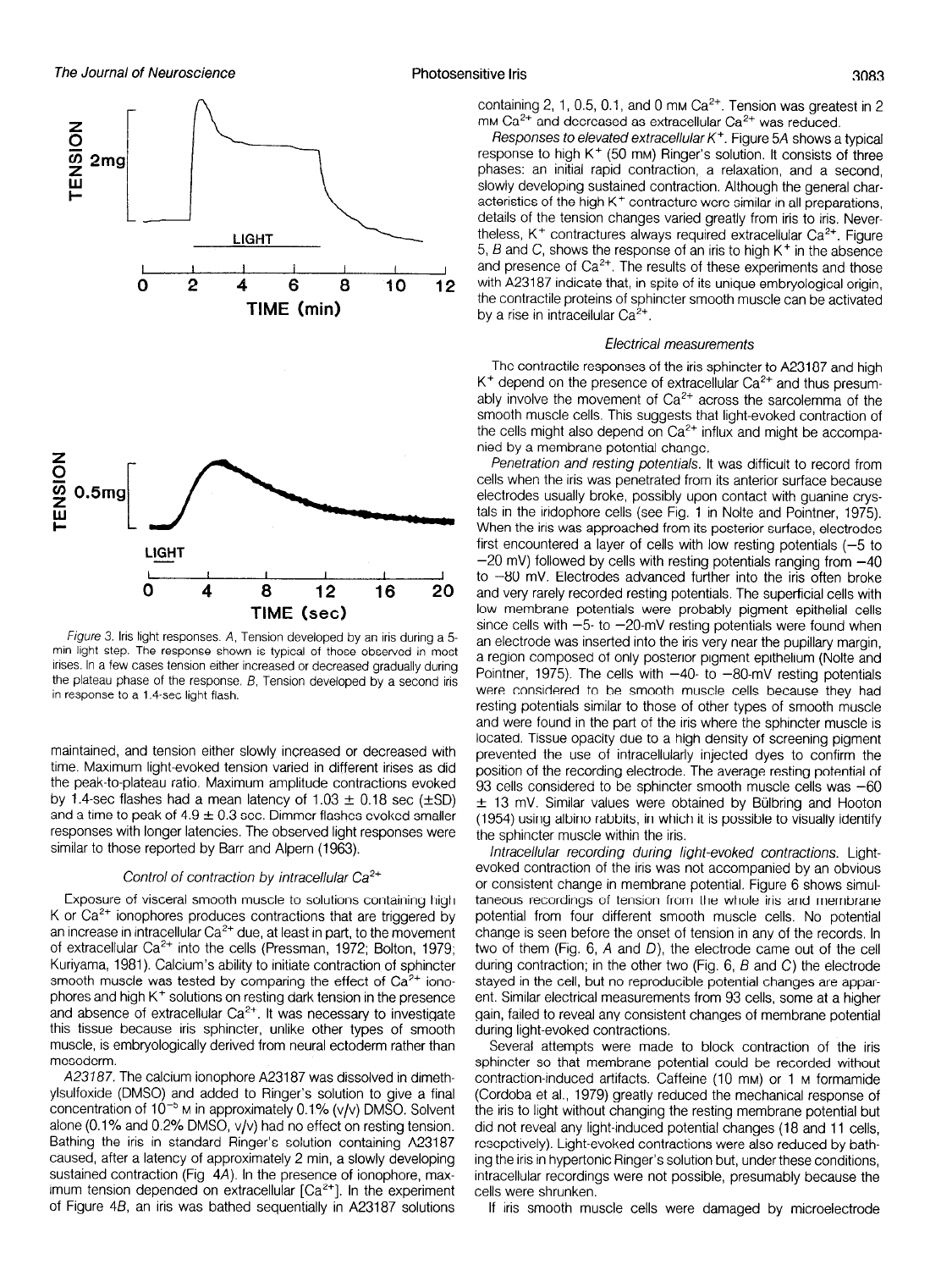Figure 3. Iris light responses. A, Tension developed by an iris during a 5-min light step. The response shown is typical of those observed in most irises. In a few cases tension either increased or decreased gradually during the plateau phase of the response. B, Tension developed by a second iris in response to a 1.4-sec light flash.

maintained, and tension either slowly increased or decreased with time. Maximum light-evoked tension varied in different irises as did the peak-to-plateau ratio. Maximum amplitude contractions evoked by 1.4-sec flashes had a mean latency of 1.03 ± 0.18 sec (±SD) and a time to peak of 4.9 ± 0.3 sec. Dimmer flashes evoked smaller responses with longer latencies. The observed light responses were similar to those reported by Barr and Alpern (1963).

### *Control of contraction by intracellular $Ca^{2+}$*

Exposure of visceral smooth muscle to solutions containing high K or $Ca^{2+}$ ionophores produces contractions that are triggered by an increase in intracellular $Ca^{2+}$ due, at least in part, to the movement of extracellular $Ca^{2+}$ into the cells (Pressman, 1972; Bolton, 1979; Kuriyama, 1981). Calcium's ability to initiate contraction of sphincter smooth muscle was tested by comparing the effect of $Ca^{2+}$ ionophores and high $K^+$ solutions on resting dark tension in the presence and absence of extracellular $Ca^{2+}$. It was necessary to investigate this tissue because iris sphincter, unlike other types of smooth muscle, is embryologically derived from neural ectoderm rather than mesoderm.

*A23187.* The calcium ionophore A23187 was dissolved in dimethylsulfoxide (DMSO) and added to Ringer's solution to give a final concentration of $10^{-5}$ M in approximately 0.1% (v/v) DMSO. Solvent alone (0.1% and 0.2% DMSO, v/v) had no effect on resting tension. Bathing the iris in standard Ringer's solution containing A23187 caused, after a latency of approximately 2 min, a slowly developing sustained contraction (Fig 4A). In the presence of ionophore, maximum tension depended on extracellular [$Ca^{2+}$]. In the experiment of Figure 4B, an iris was bathed sequentially in A23187 solutions containing 2, 1, 0.5, 0.1, and 0 mM $Ca^{2+}$. Tension was greatest in 2 mM $Ca^{2+}$ and decreased as extracellular $Ca^{2+}$ was reduced.

*Responses to elevated extracellular $K^+$.* Figure 5A shows a typical response to high $K^+$ (50 mM) Ringer's solution. It consists of three phases: an initial rapid contraction, a relaxation, and a second, slowly developing sustained contraction. Although the general characteristics of the high $K^+$ contracture were similar in all preparations, details of the tension changes varied greatly from iris to iris. Nevertheless, $K^+$ contractures always required extracellular $Ca^{2+}$. Figure 5, B and C, shows the response of an iris to high $K^+$ in the absence and presence of $Ca^{2+}$. The results of these experiments and those with A23187 indicate that, in spite of its unique embryological origin, the contractile proteins of sphincter smooth muscle can be activated by a rise in intracellular $Ca^{2+}$.

### *Electrical measurements*

The contractile responses of the iris sphincter to A23187 and high $K^+$ depend on the presence of extracellular $Ca^{2+}$ and thus presumably involve the movement of $Ca^{2+}$ across the sarcolemma of the smooth muscle cells. This suggests that light-evoked contraction of the cells might also depend on $Ca^{2+}$ influx and might be accompanied by a membrane potential change.

*Penetration and resting potentials.* It was difficult to record from cells when the iris was penetrated from its anterior surface because electrodes usually broke, possibly upon contact with guanine crystals in the iridophore cells (see Fig. 1 in Nolte and Pointner, 1975). When the iris was approached from its posterior surface, electrodes first encountered a layer of cells with low resting potentials (−5 to −20 mV) followed by cells with resting potentials ranging from −40 to −80 mV. Electrodes advanced further into the iris often broke and very rarely recorded resting potentials. The superficial cells with low membrane potentials were probably pigment epithelial cells since cells with −5- to −20-mV resting potentials were found when an electrode was inserted into the iris very near the pupillary margin, a region composed of only posterior pigment epithelium (Nolte and Pointner, 1975). The cells with −40- to −80-mV resting potentials were considered to be smooth muscle cells because they had resting potentials similar to those of other types of smooth muscle and were found in the part of the iris where the sphincter muscle is located. Tissue opacity due to a high density of screening pigment prevented the use of intracellularly injected dyes to confirm the position of the recording electrode. The average resting potential of 93 cells considered to be sphincter smooth muscle cells was −60 ± 13 mV. Similar values were obtained by Bülbring and Hooton (1954) using albino rabbits, in which it is possible to visually identify the sphincter muscle within the iris.

*Intracellular recording during light-evoked contractions.* Light-evoked contraction of the iris was not accompanied by an obvious or consistent change in membrane potential. Figure 6 shows simultaneous recordings of tension from the whole iris and membrane potential from four different smooth muscle cells. No potential change is seen before the onset of tension in any of the records. In two of them (Fig. 6, A and D), the electrode came out of the cell during contraction; in the other two (Fig. 6, B and C) the electrode stayed in the cell, but no reproducible potential changes are apparent. Similar electrical measurements from 93 cells, some at a higher gain, failed to reveal any consistent changes of membrane potential during light-evoked contractions.

Several attempts were made to block contraction of the iris sphincter so that membrane potential could be recorded without contraction-induced artifacts. Caffeine (10 mM) or 1 M formamide (Cordoba et al., 1979) greatly reduced the mechanical response of the iris to light without changing the resting membrane potential but did not reveal any light-induced potential changes (18 and 11 cells, respectively). Light-evoked contractions were also reduced by bathing the iris in hypertonic Ringer's solution but, under these conditions, intracellular recordings were not possible, presumably because the cells were shrunken.

If iris smooth muscle cells were damaged by microelectrode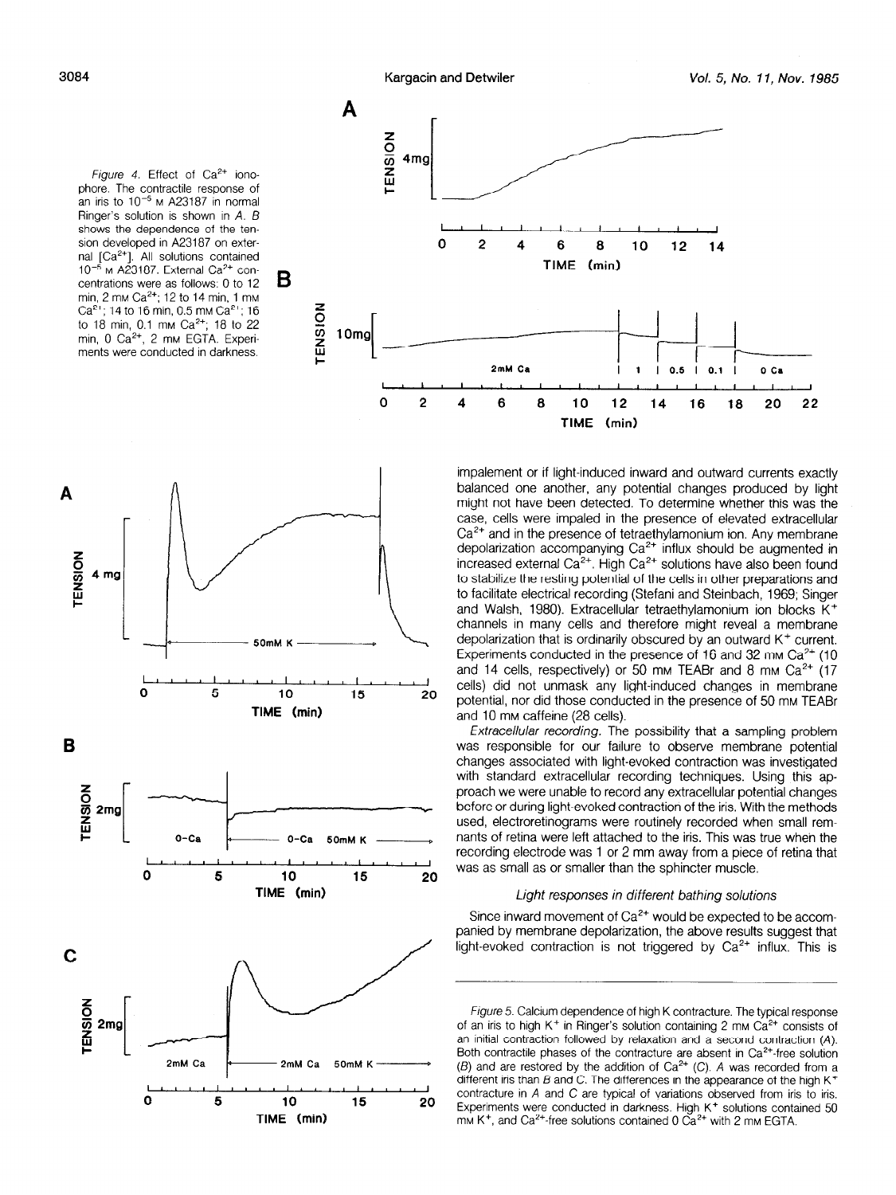Figure 4. Effect of $Ca^{2+}$ ionophore. The contractile response of an iris to $10^{-5}$ M A23187 in normal Ringer's solution is shown in A. B shows the dependence of the tension developed in A23187 on external [$Ca^{2+}$]. All solutions contained $10^{-5}$ M A23187. External $Ca^{2+}$ concentrations were as follows: 0 to 12 min, 2 mM $Ca^{2+}$; 12 to 14 min, 1 mM $Ca^{2+}$; 14 to 16 min, 0.5 mM $Ca^{2+}$; 16 to 18 min, 0.1 mM $Ca^{2+}$; 18 to 22 min, 0 $Ca^{2+}$, 2 mM EGTA. Experiments were conducted in darkness.

Figure 5. Calcium dependence of high K contracture. The typical response of an iris to high $K^+$ in Ringer's solution containing 2 mM $Ca^{2+}$ consists of an initial contraction followed by relaxation and a second contraction (A). Both contractile phases of the contracture are absent in $Ca^{2+}$-free solution (B) and are restored by the addition of $Ca^{2+}$ (C). A was recorded from a different iris than B and C. The differences in the appearance of the high $K^+$ contracture in A and C are typical of variations observed from iris to iris. Experiments were conducted in darkness. High $K^+$ solutions contained 50 mM $K^+$, and $Ca^{2+}$-free solutions contained 0 $Ca^{2+}$ with 2 mM EGTA.

impalement or if light-induced inward and outward currents exactly balanced one another, any potential changes produced by light might not have been detected. To determine whether this was the case, cells were impaled in the presence of elevated extracellular $Ca^{2+}$ and in the presence of tetraethylamonium ion. Any membrane depolarization accompanying $Ca^{2+}$ influx should be augmented in increased external $Ca^{2+}$. High $Ca^{2+}$ solutions have also been found to stabilize the resting potential of the cells in other preparations and to facilitate electrical recording (Stefani and Steinbach, 1969; Singer and Walsh, 1980). Extracellular tetraethylamonium ion blocks $K^+$ channels in many cells and therefore might reveal a membrane depolarization that is ordinarily obscured by an outward $K^+$ current. Experiments conducted in the presence of 16 and 32 mM $Ca^{2+}$ (10 and 14 cells, respectively) or 50 mM TEABr and 8 mM $Ca^{2+}$ (17 cells) did not unmask any light-induced changes in membrane potential, nor did those conducted in the presence of 50 mM TEABr and 10 mM caffeine (28 cells).

*Extracellular recording.* The possibility that a sampling problem was responsible for our failure to observe membrane potential changes associated with light-evoked contraction was investigated with standard extracellular recording techniques. Using this approach we were unable to record any extracellular potential changes before or during light-evoked contraction of the iris. With the methods used, electroretinograms were routinely recorded when small remnants of retina were left attached to the iris. This was true when the recording electrode was 1 or 2 mm away from a piece of retina that was as small as or smaller than the sphincter muscle.

### *Light responses in different bathing solutions*

Since inward movement of $Ca^{2+}$ would be expected to be accompanied by membrane depolarization, the above results suggest that light-evoked contraction is not triggered by $Ca^{2+}$ influx. This is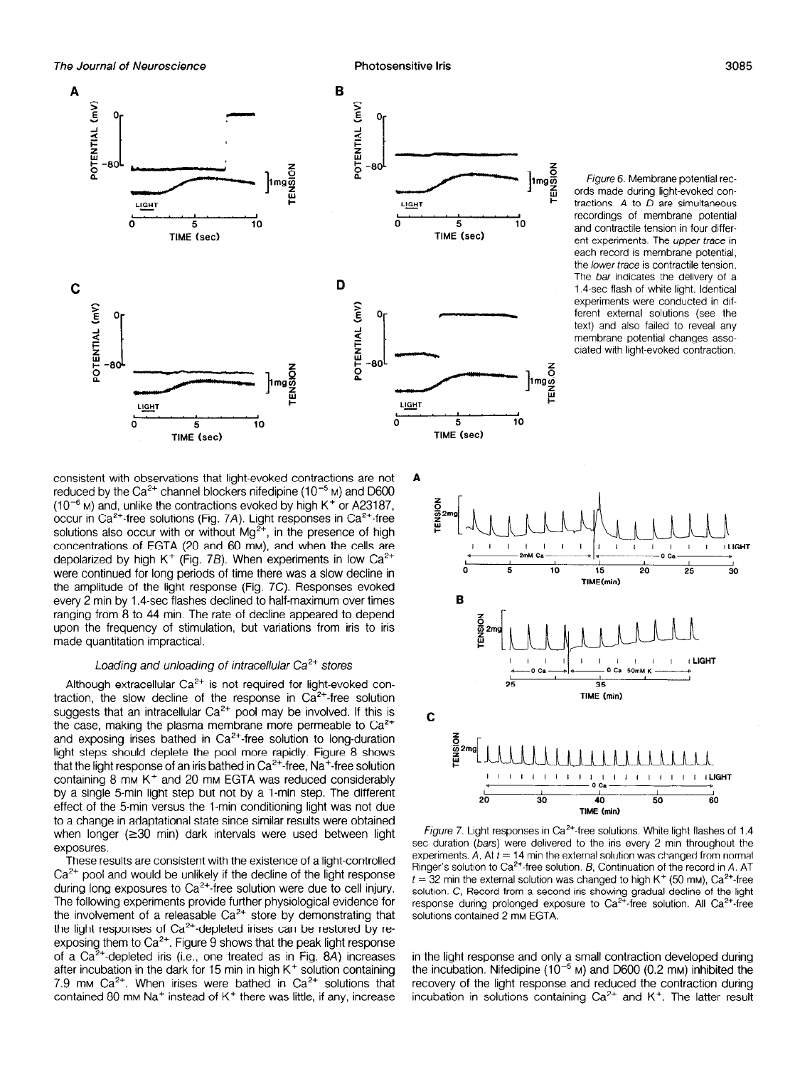*Figure 6.* Membrane potential records made during light-evoked contractions. *A* to *D* are simultaneous recordings of membrane potential and contractile tension in four different experiments. The *upper trace* in each record is membrane potential, the *lower trace* is contractile tension. The *bar* indicates the delivery of a 1.4-sec flash of white light. Identical experiments were conducted in different external solutions (see the text) and also failed to reveal any membrane potential changes associated with light-evoked contraction.

consistent with observations that light-evoked contractions are not reduced by the $Ca^{2+}$ channel blockers nifedipine ($10^{-5}$ M) and D600 ($10^{-6}$ M) and, unlike the contractions evoked by high $K^+$ or A23187, occur in $Ca^{2+}$-free solutions (Fig. 7*A*). Light responses in $Ca^{2+}$-free solutions also occur with or without $Mg^{2+}$, in the presence of high concentrations of EGTA (20 and 60 mM), and when the cells are depolarized by high $K^+$ (Fig. 7*B*). When experiments in low $Ca^{2+}$ were continued for long periods of time there was a slow decline in the amplitude of the light response (Fig. 7*C*). Responses evoked every 2 min by 1.4-sec flashes declined to half-maximum over times ranging from 8 to 44 min. The rate of decline appeared to depend upon the frequency of stimulation, but variations from iris to iris made quantitation impractical.

### *Loading and unloading of intracellular $Ca^{2+}$ stores*

Although extracellular $Ca^{2+}$ is not required for light-evoked contraction, the slow decline of the response in $Ca^{2+}$-free solution suggests that an intracellular $Ca^{2+}$ pool may be involved. If this is the case, making the plasma membrane more permeable to $Ca^{2+}$ and exposing irises bathed in $Ca^{2+}$-free solution to long-duration light steps should deplete the pool more rapidly. Figure 8 shows that the light response of an iris bathed in $Ca^{2+}$-free, $Na^+$-free solution containing 8 mM $K^+$ and 20 mM EGTA was reduced considerably by a single 5-min light step but not by a 1-min step. The different effect of the 5-min versus the 1-min conditioning light was not due to a change in adaptational state since similar results were obtained when longer (≥30 min) dark intervals were used between light exposures.

These results are consistent with the existence of a light-controlled $Ca^{2+}$ pool and would be unlikely if the decline of the light response during long exposures to $Ca^{2+}$-free solution were due to cell injury. The following experiments provide further physiological evidence for the involvement of a releasable $Ca^{2+}$ store by demonstrating that the light responses of $Ca^{2+}$-depleted irises can be restored by re-exposing them to $Ca^{2+}$. Figure 9 shows that the peak light response of a $Ca^{2+}$-depleted iris (i.e., one treated as in Fig. 8*A*) increases after incubation in the dark for 15 min in high $K^+$ solution containing 7.9 mM $Ca^{2+}$. When irises were bathed in $Ca^{2+}$ solutions that contained 80 mM $Na^+$ instead of $K^+$ there was little, if any, increase in the light response and only a small contraction developed during the incubation. Nifedipine ($10^{-5}$ M) and D600 (0.2 mM) inhibited the recovery of the light response and reduced the contraction during incubation in solutions containing $Ca^{2+}$ and $K^+$. The latter result

*Figure 7.* Light responses in $Ca^{2+}$-free solutions. White light flashes of 1.4 sec duration (*bars*) were delivered to the iris every 2 min throughout the experiments. *A*, At $t$ = 14 min the external solution was changed from normal Ringer's solution to $Ca^{2+}$-free solution. *B*, Continuation of the record in *A*. At $t$ = 32 min the external solution was changed to high $K^+$ (50 mM), $Ca^{2+}$-free solution. *C*, Record from a second iris showing gradual decline of the light response during prolonged exposure to $Ca^{2+}$-free solution. All $Ca^{2+}$-free solutions contained 2 mM EGTA.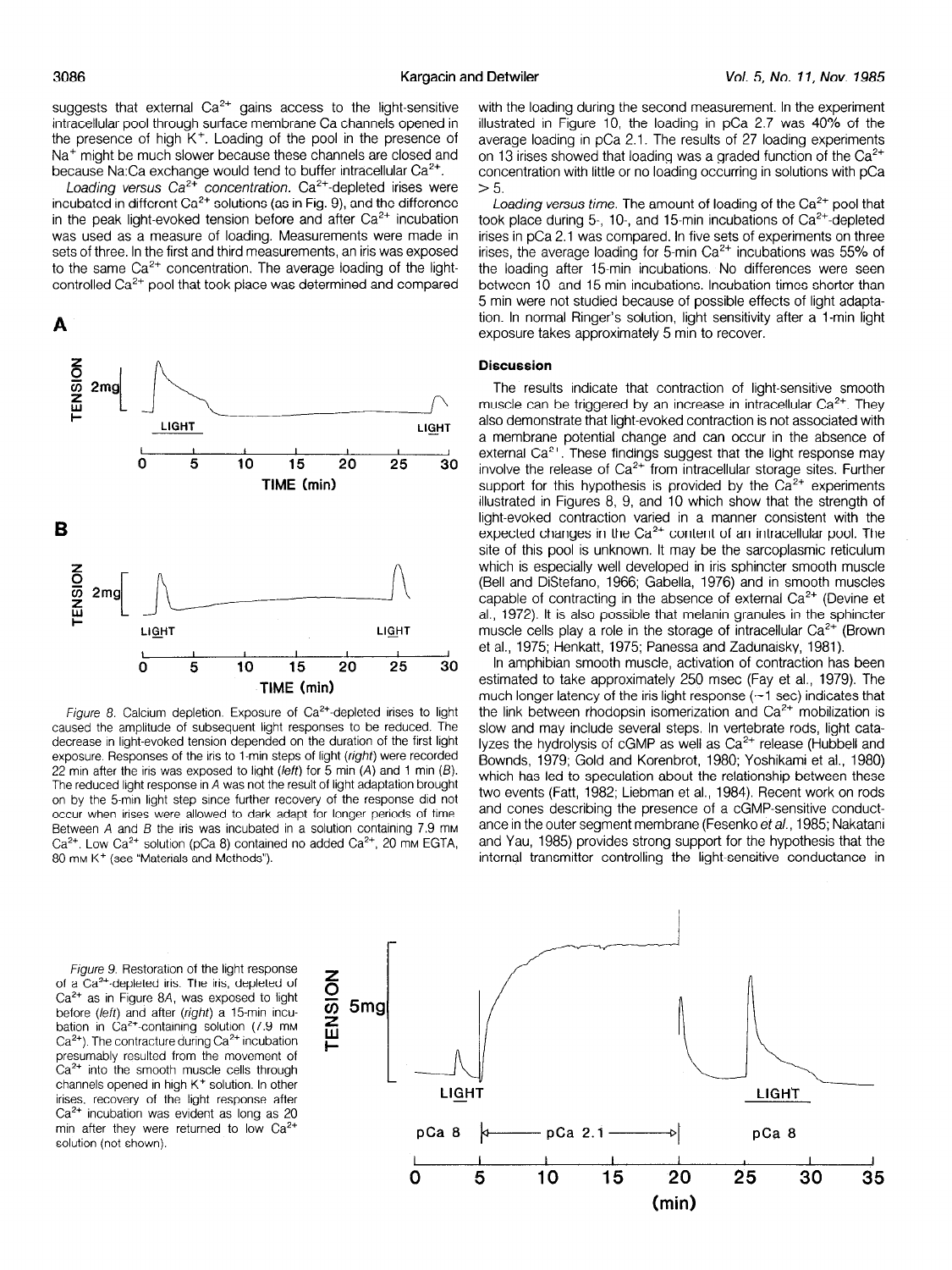suggests that external $Ca^{2+}$ gains access to the light-sensitive intracellular pool through surface membrane Ca channels opened in the presence of high $K^+$. Loading of the pool in the presence of $Na^+$ might be much slower because these channels are closed and because Na:Ca exchange would tend to buffer intracellular $Ca^{2+}$.

*Loading versus $Ca^{2+}$ concentration.* $Ca^{2+}$-depleted irises were incubated in different $Ca^{2+}$ solutions (as in Fig. 9), and the difference in the peak light-evoked tension before and after $Ca^{2+}$ incubation was used as a measure of loading. Measurements were made in sets of three. In the first and third measurements, an iris was exposed to the same $Ca^{2+}$ concentration. The average loading of the light-controlled $Ca^{2+}$ pool that took place was determined and compared with the loading during the second measurement. In the experiment illustrated in Figure 10, the loading in pCa 2.7 was 40% of the average loading in pCa 2.1. The results of 27 loading experiments on 13 irises showed that loading was a graded function of the $Ca^{2+}$ concentration with little or no loading occurring in solutions with pCa > 5.

*Loading versus time.* The amount of loading of the $Ca^{2+}$ pool that took place during 5-, 10-, and 15-min incubations of $Ca^{2+}$-depleted irises in pCa 2.1 was compared. In five sets of experiments on three irises, the average loading for 5-min $Ca^{2+}$ incubations was 55% of the loading after 15-min incubations. No differences were seen between 10 and 15 min incubations. Incubation times shorter than 5 min were not studied because of possible effects of light adaptation. In normal Ringer's solution, light sensitivity after a 1-min light exposure takes approximately 5 min to recover.

Figure 8. Calcium depletion. Exposure of $Ca^{2+}$-depleted irises to light caused the amplitude of subsequent light responses to be reduced. The decrease in light-evoked tension depended on the duration of the first light exposure. Responses of the iris to 1-min steps of light (*right*) were recorded 22 min after the iris was exposed to light (*left*) for 5 min (*A*) and 1 min (*B*). The reduced light response in *A* was not the result of light adaptation brought on by the 5-min light step since further recovery of the response did not occur when irises were allowed to dark adapt for longer periods of time. Between *A* and *B* the iris was incubated in a solution containing 7.9 mM $Ca^{2+}$. Low $Ca^{2+}$ solution (pCa 8) contained no added $Ca^{2+}$, 20 mM EGTA, 80 mM $K^+$ (see "Materials and Methods").

## Discussion

The results indicate that contraction of light-sensitive smooth muscle can be triggered by an increase in intracellular $Ca^{2+}$. They also demonstrate that light-evoked contraction is not associated with a membrane potential change and can occur in the absence of external $Ca^{2+}$. These findings suggest that the light response may involve the release of $Ca^{2+}$ from intracellular storage sites. Further support for this hypothesis is provided by the $Ca^{2+}$ experiments illustrated in Figures 8, 9, and 10 which show that the strength of light-evoked contraction varied in a manner consistent with the expected changes in the $Ca^{2+}$ content of an intracellular pool. The site of this pool is unknown. It may be the sarcoplasmic reticulum which is especially well developed in iris sphincter smooth muscle (Bell and DiStefano, 1966; Gabella, 1976) and in smooth muscles capable of contracting in the absence of external $Ca^{2+}$ (Devine et al., 1972). It is also possible that melanin granules in the sphincter muscle cells play a role in the storage of intracellular $Ca^{2+}$ (Brown et al., 1975; Henkatt, 1975; Panessa and Zadunaisky, 1981).

In amphibian smooth muscle, activation of contraction has been estimated to take approximately 250 msec (Fay et al., 1979). The much longer latency of the iris light response (~1 sec) indicates that the link between rhodopsin isomerization and $Ca^{2+}$ mobilization is slow and may include several steps. In vertebrate rods, light catalyzes the hydrolysis of cGMP as well as $Ca^{2+}$ release (Hubbell and Bownds, 1979; Gold and Korenbrot, 1980; Yoshikami et al., 1980) which has led to speculation about the relationship between these two events (Fatt, 1982; Liebman et al., 1984). Recent work on rods and cones describing the presence of a cGMP-sensitive conductance in the outer segment membrane (Fesenko *et al.*, 1985; Nakatani and Yau, 1985) provides strong support for the hypothesis that the internal transmitter controlling the light-sensitive conductance in

Figure 9. Restoration of the light response of a $Ca^{2+}$-depleted iris. The iris, depleted of $Ca^{2+}$ as in Figure 8A, was exposed to light before (*left*) and after (*right*) a 15-min incubation in $Ca^{2+}$-containing solution (7.9 mM $Ca^{2+}$). The contracture during $Ca^{2+}$ incubation presumably resulted from the movement of $Ca^{2+}$ into the smooth muscle cells through channels opened in high $K^+$ solution. In other irises, recovery of the light response after $Ca^{2+}$ incubation was evident as long as 20 min after they were returned to low $Ca^{2+}$ solution (not shown).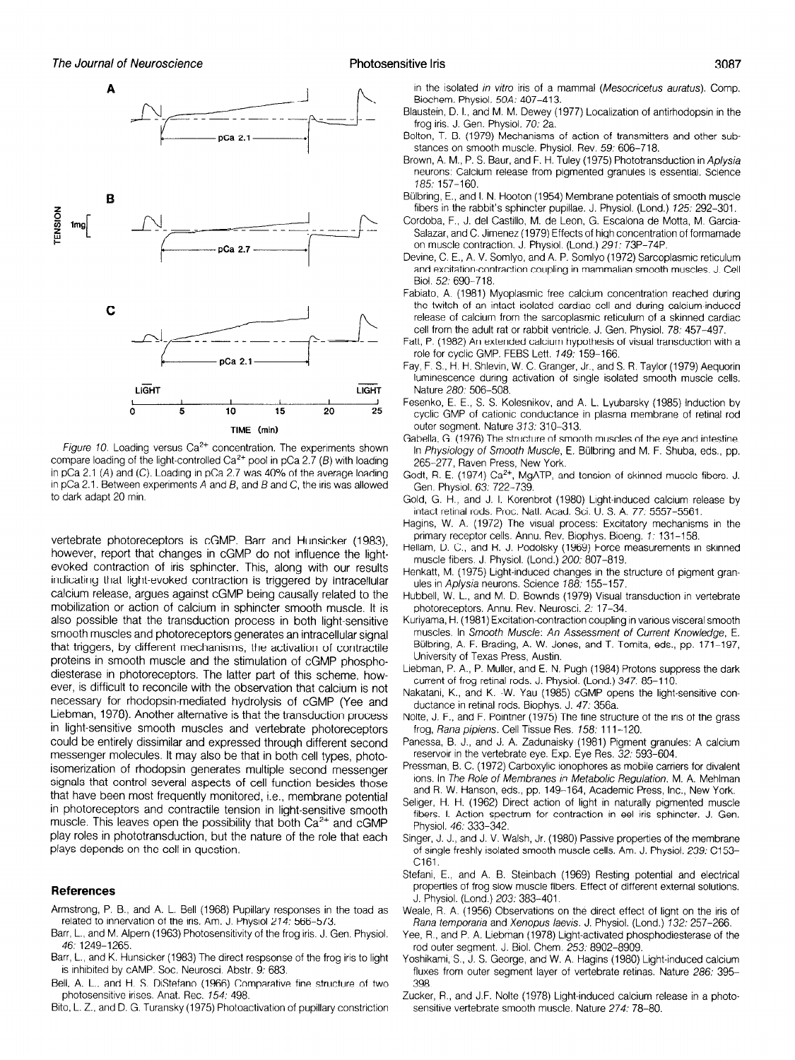A

pCa 2.1

B

TENSION 1mg

pCa 2.7

C

pCa 2.1

LIGHT LIGHT

0 5 10 15 20 25

TIME (min)

*Figure 10.* Loading versus $Ca^{2+}$ concentration. The experiments shown compare loading of the light-controlled $Ca^{2+}$ pool in pCa 2.7 (*B*) with loading in pCa 2.1 (*A*) and (*C*). Loading in pCa 2.7 was 40% of the average loading in pCa 2.1. Between experiments *A* and *B*, and *B* and *C*, the iris was allowed to dark adapt 20 min.

vertebrate photoreceptors is cGMP. Barr and Hunsicker (1983), however, report that changes in cGMP do not influence the light-evoked contraction of iris sphincter. This, along with our results indicating that light-evoked contraction is triggered by intracellular calcium release, argues against cGMP being causally related to the mobilization or action of calcium in sphincter smooth muscle. It is also possible that the transduction process in both light-sensitive smooth muscles and photoreceptors generates an intracellular signal that triggers, by different mechanisms, the activation of contractile proteins in smooth muscle and the stimulation of cGMP phosphodiesterase in photoreceptors. The latter part of this scheme, however, is difficult to reconcile with the observation that calcium is not necessary for rhodopsin-mediated hydrolysis of cGMP (Yee and Liebman, 1978). Another alternative is that the transduction process in light-sensitive smooth muscles and vertebrate photoreceptors could be entirely dissimilar and expressed through different second messenger molecules. It may also be that in both cell types, photoisomerization of rhodopsin generates multiple second messenger signals that control several aspects of cell function besides those that have been most frequently monitored, i.e., membrane potential in photoreceptors and contractile tension in light-sensitive smooth muscle. This leaves open the possibility that both $Ca^{2+}$ and cGMP play roles in phototransduction, but the nature of the role that each plays depends on the cell in question.

## References

Armstrong, P. B., and A. L. Bell (1968) Pupillary responses in the toad as related to innervation of the iris. Am. J. Physiol *214:* 566–573.

Barr, L., and M. Alpern (1963) Photosensitivity of the frog iris. J. Gen. Physiol. *46:* 1249–1265.

Barr, L., and K. Hunsicker (1983) The direct respsonse of the frog iris to light is inhibited by cAMP. Soc. Neurosci. Abstr. *9:* 683.

Bell, A. L., and H. S. DiStefano (1966) Comparative fine structure of two photosensitive irises. Anat. Rec. *154:* 498.

Bito, L. Z., and D. G. Turansky (1975) Photoactivation of pupillary constriction in the isolated *in vitro* iris of a mammal (*Mesocricetus auratus*). Comp. Biochem. Physiol. *50A:* 407–413.

Blaustein, D. I., and M. M. Dewey (1977) Localization of antirhodopsin in the frog iris. J. Gen. Physiol. *70:* 2a.

Bolton, T. B. (1979) Mechanisms of action of transmitters and other substances on smooth muscle. Physiol. Rev. *59:* 606–718.

Brown, A. M., P. S. Baur, and F. H. Tuley (1975) Phototransduction in *Aplysia* neurons: Calcium release from pigmented granules is essential. Science *185:* 157–160.

Bülbring, E., and I. N. Hooton (1954) Membrane potentials of smooth muscle fibers in the rabbit's sphincter pupillae. J. Physiol. (Lond.) *125:* 292–301.

Cordoba, F., J. del Castillo, M. de Leon, G. Escalona de Motta, M. Garcia-Salazar, and C. Jimenez (1979) Effects of high concentration of formamade on muscle contraction. J. Physiol. (Lond.) *291:* 73P–74P.

Devine, C. E., A. V. Somlyo, and A. P. Somlyo (1972) Sarcoplasmic reticulum and excitation-contraction coupling in mammalian smooth muscles. J. Cell Biol. *52:* 690–718.

Fabiato, A. (1981) Myoplasmic free calcium concentration reached during the twitch of an intact isolated cardiac cell and during calcium-induced release of calcium from the sarcoplasmic reticulum of a skinned cardiac cell from the adult rat or rabbit ventricle. J. Gen. Physiol. *78:* 457–497.

Fatt, P. (1982) An extended calcium hypothesis of visual transduction with a role for cyclic GMP. FEBS Lett. *149:* 159–166.

Fay, F. S., H. H. Shlevin, W. C. Granger, Jr., and S. R. Taylor (1979) Aequorin luminescence during activation of single isolated smooth muscle cells. Nature *280:* 506–508.

Fesenko, E. E., S. S. Kolesnikov, and A. L. Lyubarsky (1985) Induction by cyclic GMP of cationic conductance in plasma membrane of retinal rod outer segment. Nature *313:* 310–313.

Gabella, G. (1976) The structure of smooth muscles of the eye and intestine. In *Physiology of Smooth Muscle*, E. Bülbring and M. F. Shuba, eds., pp. 265–277, Raven Press, New York.

Godt, R. E. (1974) $Ca^{2+}$, MgATP, and tension of skinned muscle fibers. J. Gen. Physiol. *63:* 722–739.

Gold, G. H., and J. I. Korenbrot (1980) Light-induced calcium release by intact retinal rods. Proc. Natl. Acad. Sci. U. S. A. *77:* 5557–5561.

Hagins, W. A. (1972) The visual process: Excitatory mechanisms in the primary receptor cells. Annu. Rev. Biophys. Bioeng. *1:* 131–158.

Hellam, D. C., and R. J. Podolsky (1969) Force measurements in skinned muscle fibers. J. Physiol. (Lond.) *200:* 807–819.

Henkatt, M. (1975) Light-induced changes in the structure of pigment granules in *Aplysia* neurons. Science *188:* 155–157.

Hubbell, W. L., and M. D. Bownds (1979) Visual transduction in vertebrate photoreceptors. Annu. Rev. Neurosci. *2:* 17–34.

Kuriyama, H. (1981) Excitation-contraction coupling in various visceral smooth muscles. In *Smooth Muscle: An Assessment of Current Knowledge*, E. Bülbring, A. F. Brading, A. W. Jones, and T. Tomita, eds., pp. 171–197, University of Texas Press, Austin.

Liebman, P. A., P. Muller, and E. N. Pugh (1984) Protons suppress the dark current of frog retinal rods. J. Physiol. (Lond.) *347:* 85–110.

Nakatani, K., and K. -W. Yau (1985) cGMP opens the light-sensitive conductance in retinal rods. Biophys. J. *47:* 356a.

Nolte, J. F., and F. Pointner (1975) The fine structure of the iris of the grass frog, *Rana pipiens*. Cell Tissue Res. *158:* 111–120.

Panessa, B. J., and J. A. Zadunaisky (1981) Pigment granules: A calcium reservoir in the vertebrate eye. Exp. Eye Res. *32:* 593–604.

Pressman, B. C. (1972) Carboxylic ionophores as mobile carriers for divalent ions. In *The Role of Membranes in Metabolic Regulation*, M. A. Mehlman and R. W. Hanson, eds., pp. 149–164, Academic Press, Inc., New York.

Seliger, H. H. (1962) Direct action of light in naturally pigmented muscle fibers. I. Action spectrum for contraction in eel iris sphincter. J. Gen. Physiol. *46:* 333–342.

Singer, J. J., and J. V. Walsh, Jr. (1980) Passive properties of the membrane of single freshly isolated smooth muscle cells. Am. J. Physiol. *239:* C153–C161.

Stefani, E., and A. B. Steinbach (1969) Resting potential and electrical properties of frog slow muscle fibers. Effect of different external solutions. J. Physiol. (Lond.) *203:* 383–401.

Weale, R. A. (1956) Observations on the direct effect of light on the iris of *Rana temporaria* and *Xenopus laevis*. J. Physiol. (Lond.) *132:* 257–266.

Yee, R., and P. A. Liebman (1978) Light-activated phosphodiesterase of the rod outer segment. J. Biol. Chem. *253:* 8902–8909.

Yoshikami, S., J. S. George, and W. A. Hagins (1980) Light-induced calcium fluxes from outer segment layer of vertebrate retinas. Nature *286:* 395–398.

Zucker, R., and J.F. Nolte (1978) Light-induced calcium release in a photosensitive vertebrate smooth muscle. Nature *274:* 78–80.